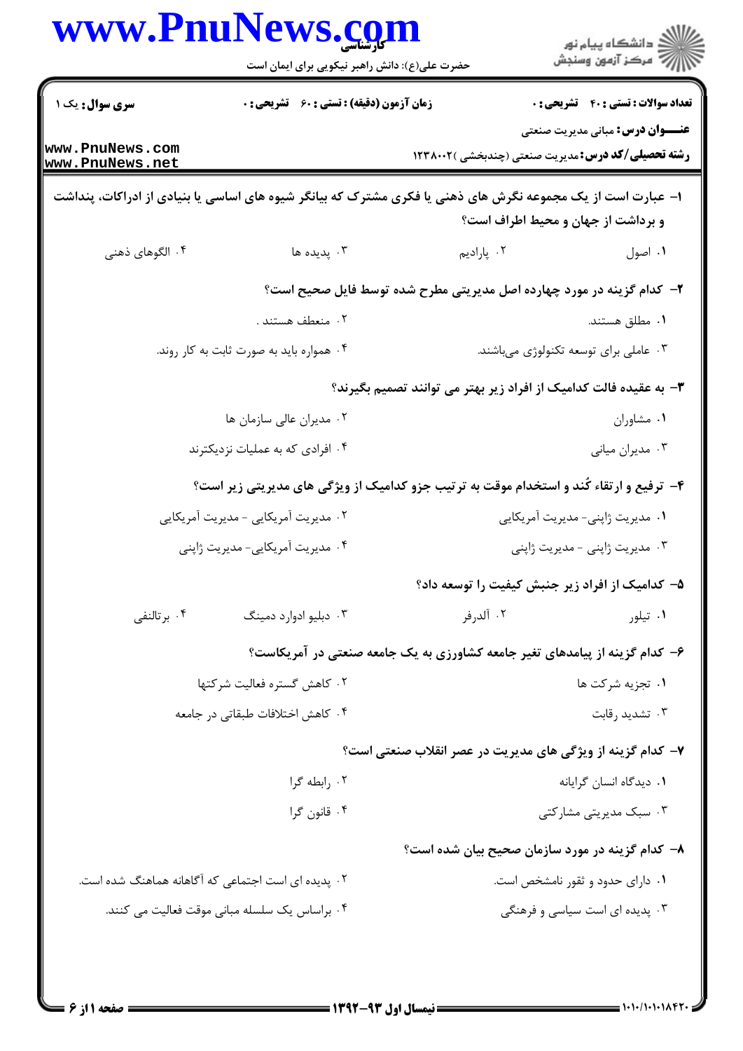**سری سوال:** یک ۱

**زمان آزمون (دقیقه) : تستی : ۶۰ تشریحی : ۰**

**تعداد سوالات : تستی : ۴۰ تشریحی : ۰**

**عنـــوان درس:** مبانی مدیریت صنعتی

**رشته تحصیلی/کد درس:** مدیریت صنعتی (چندبخشی )۱۲۳۸۰۰۲

**۱- عبارت است از یک مجموعه نگرش های ذهنی یا فکری مشترک که بیانگر شیوه های اساسی یا بنیادی از ادراکات، پنداشت و برداشت از جهان و محیط اطراف است؟**

۱. اصول
۲. پارادیم
۳. پدیده ها
۴. الگوهای ذهنی

**۲- کدام گزینه در مورد چهارده اصل مدیریتی مطرح شده توسط فایل صحیح است؟**

۱. مطلق هستند.
۲. منعطف هستند .
۳. عاملی برای توسعه تکنولوژی می‌باشند.
۴. همواره باید به صورت ثابت به کار روند.

**۳- به عقیده فالت کدامیک از افراد زیر بهتر می توانند تصمیم بگیرند؟**

۱. مشاوران
۲. مدیران عالی سازمان ها
۳. مدیران میانی
۴. افرادی که به عملیات نزدیکترند

**۴- ترفیع و ارتقاء کُند و استخدام موقت به ترتیب جزو کدامیک از ویژگی های مدیریتی زیر است؟**

۱. مدیریت ژاپنی- مدیریت آمریکایی
۲. مدیریت آمریکایی - مدیریت آمریکایی
۳. مدیریت ژاپنی - مدیریت ژاپنی
۴. مدیریت آمریکایی- مدیریت ژاپنی

**۵- کدامیک از افراد زیر جنبش کیفیت را توسعه داد؟**

۱. تیلور
۲. آلدرفر
۳. دبلیو ادوارد دمینگ
۴. برتالنفی

**۶- کدام گزینه از پیامدهای تغیر جامعه کشاورزی به یک جامعه صنعتی در آمریکاست؟**

۱. تجزیه شرکت ها
۲. کاهش گستره فعالیت شرکتها
۳. تشدید رقابت
۴. کاهش اختلافات طبقاتی در جامعه

**۷- کدام گزینه از ویژگی های مدیریت در عصر انقلاب صنعتی است؟**

۱. دیدگاه انسان گرایانه
۲. رابطه گرا
۳. سبک مدیریتی مشارکتی
۴. قانون گرا

**۸- کدام گزینه در مورد سازمان صحیح بیان شده است؟**

۱. دارای حدود و ثقور نامشخص است.
۲. پدیده ای است اجتماعی که آگاهانه هماهنگ شده است.
۳. پدیده ای است سیاسی و فرهنگی
۴. براساس یک سلسله مبانی موقت فعالیت می کنند.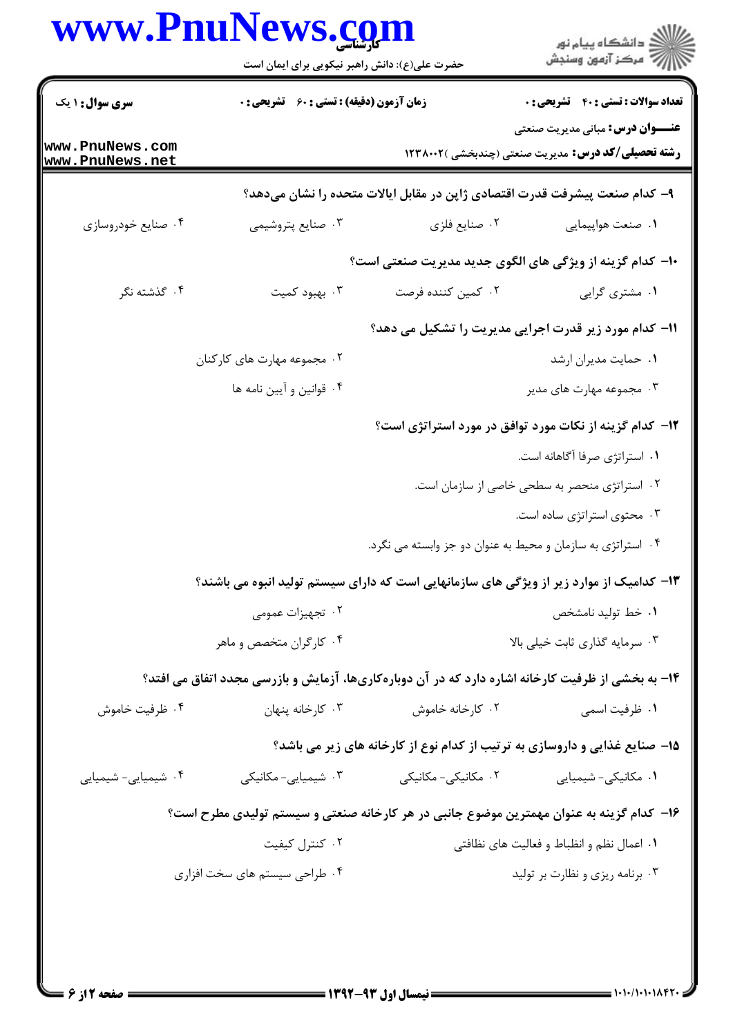۹- کدام صنعت پیشرفت قدرت اقتصادی ژاپن در مقابل ایالات متحده را نشان می‌دهد؟

۱. صنعت هواپیمایی
۲. صنایع فلزی
۳. صنایع پتروشیمی
۴. صنایع خودروسازی

۱۰- کدام گزینه از ویژگی های الگوی جدید مدیریت صنعتی است؟

۱. مشتری گرایی
۲. کمین کننده فرصت
۳. بهبود کمیت
۴. گذشته نگر

۱۱- کدام مورد زیر قدرت اجرایی مدیریت را تشکیل می دهد؟

۱. حمایت مدیران ارشد
۲. مجموعه مهارت های کارکنان
۳. مجموعه مهارت های مدیر
۴. قوانین و آیین نامه ها

۱۲- کدام گزینه از نکات مورد توافق در مورد استراتژی است؟

۱. استراتژی صرفا آگاهانه است.
۲. استراتژی منحصر به سطحی خاصی از سازمان است.
۳. محتوی استراتژی ساده است.
۴. استراتژی به سازمان و محیط به عنوان دو جز وابسته می نگرد.

۱۳- کدامیک از موارد زیر از ویژگی های سازمانهایی است که دارای سیستم تولید انبوه می باشند؟

۱. خط تولید نامشخص
۲. تجهیزات عمومی
۳. سرمایه گذاری ثابت خیلی بالا
۴. کارگران متخصص و ماهر

۱۴- به بخشی از ظرفیت کارخانه اشاره دارد که در آن دوباره‌کاری‌ها، آزمایش و بازرسی مجدد اتفاق می افتد؟

۱. ظرفیت اسمی
۲. کارخانه خاموش
۳. کارخانه پنهان
۴. ظرفیت خاموش

۱۵- صنایع غذایی و داروسازی به ترتیب از کدام نوع از کارخانه های زیر می باشد؟

۱. مکانیکی- شیمیایی
۲. مکانیکی- مکانیکی
۳. شیمیایی- مکانیکی
۴. شیمیایی- شیمیایی

۱۶- کدام گزینه به عنوان مهمترین موضوع جانبی در هر کارخانه صنعتی و سیستم تولیدی مطرح است؟

۱. اعمال نظم و انظباط و فعالیت های نظافتی
۲. کنترل کیفیت
۳. برنامه ریزی و نظارت بر تولید
۴. طراحی سیستم های سخت افزاری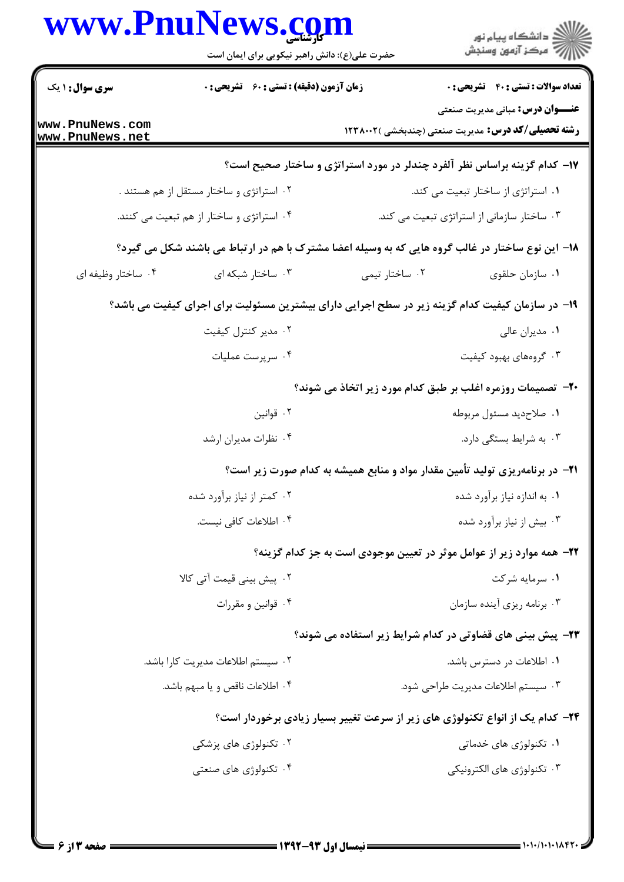۱۷- کدام گزینه براساس نظر آلفرد چندلر در مورد استراتژی و ساختار صحیح است؟

۱. استراتژی از ساختار تبعیت می کند.
۲. استراتژی و ساختار مستقل از هم هستند .
۳. ساختار سازمانی از استراتژی تبعیت می کند.
۴. استراتژی و ساختار از هم تبعیت می کنند.

۱۸- این نوع ساختار در غالب گروه هایی که به وسیله اعضا مشترک با هم در ارتباط می باشند شکل می گیرد؟

۱. سازمان حلقوی
۲. ساختار تیمی
۳. ساختار شبکه ای
۴. ساختار وظیفه ای

۱۹- در سازمان کیفیت کدام گزینه زیر در سطح اجرایی دارای بیشترین مسئولیت برای اجرای کیفیت می باشد؟

۱. مدیران عالی
۲. مدیر کنترل کیفیت
۳. گروههای بهبود کیفیت
۴. سرپرست عملیات

۲۰- تصمیمات روزمره اغلب بر طبق کدام مورد زیر اتخاذ می شوند؟

۱. صلاحدید مسئول مربوطه
۲. قوانین
۳. به شرایط بستگی دارد.
۴. نظرات مدیران ارشد

۲۱- در برنامه‌ریزی تولید تأمین مقدار مواد و منابع همیشه به کدام صورت زیر است؟

۱. به اندازه نیاز برآورد شده
۲. کمتر از نیاز برآورد شده
۳. بیش از نیاز برآورد شده
۴. اطلاعات کافی نیست.

۲۲- همه موارد زیر از عوامل موثر در تعیین موجودی است به جز کدام گزینه؟

۱. سرمایه شرکت
۲. پیش بینی قیمت آتی کالا
۳. برنامه ریزی آینده سازمان
۴. قوانین و مقررات

۲۳- پیش بینی های قضاوتی در کدام شرایط زیر استفاده می شوند؟

۱. اطلاعات در دسترس باشد.
۲. سیستم اطلاعات مدیریت کارا باشد.
۳. سیستم اطلاعات مدیریت طراحی شود.
۴. اطلاعات ناقص و یا مبهم باشد.

۲۴- کدام یک از انواع تکنولوژی های زیر از سرعت تغییر بسیار زیادی برخوردار است؟

۱. تکنولوژی های خدماتی
۲. تکنولوژی های پزشکی
۳. تکنولوژی های الکترونیکی
۴. تکنولوژی های صنعتی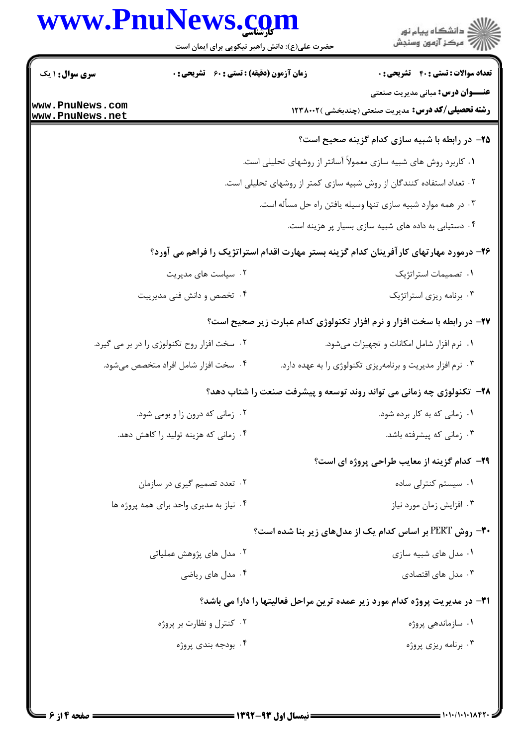۲۵- در رابطه با شبیه سازی کدام گزینه صحیح است؟

۱. کاربرد روش های شبیه سازی معمولاً آسانتر از روشهای تحلیلی است.

۲. تعداد استفاده کنندگان از روش شبیه سازی کمتر از روشهای تحلیلی است.

۳. در همه موارد شبیه سازی تنها وسیله یافتن راه حل مسأله است.

۴. دستیابی به داده های شبیه سازی بسیار پر هزینه است.

۲۶- درمورد مهارتهای کارآفرینان کدام گزینه بستر مهارت اقدام استراتژیک را فراهم می آورد؟

۱. تصمیمات استراتژیک

۲. سیاست های مدیریت

۳. برنامه ریزی استراتژیک

۴. تخصص و دانش فنی مدیرییت

۲۷- در رابطه با سخت افزار و نرم افزار تکنولوژی کدام عبارت زیر صحیح است؟

۱. نرم افزار شامل امکانات و تجهیزات میشود.

۲. سخت افزار روح تکنولوژی را در بر می گیرد.

۳. نرم افزار مدیریت و برنامهریزی تکنولوژی را به عهده دارد.

۴. سخت افزار شامل افراد متخصص میشود.

۲۸- تکنولوژی چه زمانی می تواند روند توسعه و پیشرفت صنعت را شتاب دهد؟

۱. زمانی که به کار برده شود.

۲. زمانی که درون زا و بومی شود.

۳. زمانی که پیشرفته باشد.

۴. زمانی که هزینه تولید را کاهش دهد.

۲۹- کدام گزینه از معایب طراحی پروژه ای است؟

۱. سیستم کنترلی ساده

۲. تعدد تصمیم گیری در سازمان

۳. افزایش زمان مورد نیاز

۴. نیاز به مدیری واحد برای همه پروژه ها

۳۰- روش PERT بر اساس کدام یک از مدلهای زیر بنا شده است؟

۱. مدل های شبیه سازی

۲. مدل های پژوهش عملیاتی

۳. مدل های اقتصادی

۴. مدل های ریاضی

۳۱- در مدیریت پروژه کدام مورد زیر عمده ترین مراحل فعالیتها را دارا می باشد؟

۱. سازماندهی پروژه

۲. کنترل و نظارت بر پروژه

۳. برنامه ریزی پروژه

۴. بودجه بندی پروژه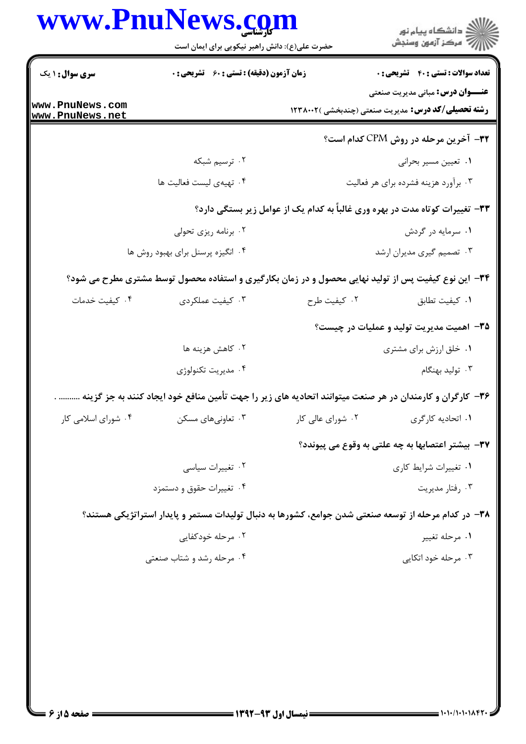**۳۲- آخرین مرحله در روش CPM کدام است؟**

۱. تعیین مسیر بحرانی

۲. ترسیم شبکه

۳. برآورد هزینه فشرده برای هر فعالیت

۴. تهیه‌ی لیست فعالیت ها

**۳۳- تغییرات کوتاه مدت در بهره وری غالباً به کدام یک از عوامل زیر بستگی دارد؟**

۱. سرمایه در گردش

۲. برنامه ریزی تحولی

۳. تصمیم گیری مدیران ارشد

۴. انگیزه پرسنل برای بهبود روش ها

**۳۴- این نوع کیفیت پس از تولید نهایی محصول و در زمان بکارگیری و استفاده محصول توسط مشتری مطرح می شود؟**

۱. کیفیت تطابق

۲. کیفیت طرح

۳. کیفیت عملکردی

۴. کیفیت خدمات

**۳۵- اهمیت مدیریت تولید و عملیات در چیست؟**

۱. خلق ارزش برای مشتری

۲. کاهش هزینه ها

۳. تولید بهنگام

۴. مدیریت تکنولوژی

**۳۶- کارگران و کارمندان در هر صنعت میتوانند اتحادیه های زیر را جهت تأمین منافع خود ایجاد کنند به جز گزینه .......... .**

۱. اتحادیه کارگری

۲. شورای عالی کار

۳. تعاونی‌های مسکن

۴. شورای اسلامی کار

**۳۷- بیشتر اعتصابها به چه علتی به وقوع می پیوندد؟**

۱. تغییرات شرایط کاری

۲. تغییرات سیاسی

۳. رفتار مدیریت

۴. تغییرات حقوق و دستمزد

**۳۸- در کدام مرحله از توسعه صنعتی شدن جوامع، کشورها به دنبال تولیدات مستمر و پایدار استراتژیکی هستند؟**

۱. مرحله تغییر

۲. مرحله خودکفایی

۳. مرحله خود اتکایی

۴. مرحله رشد و شتاب صنعتی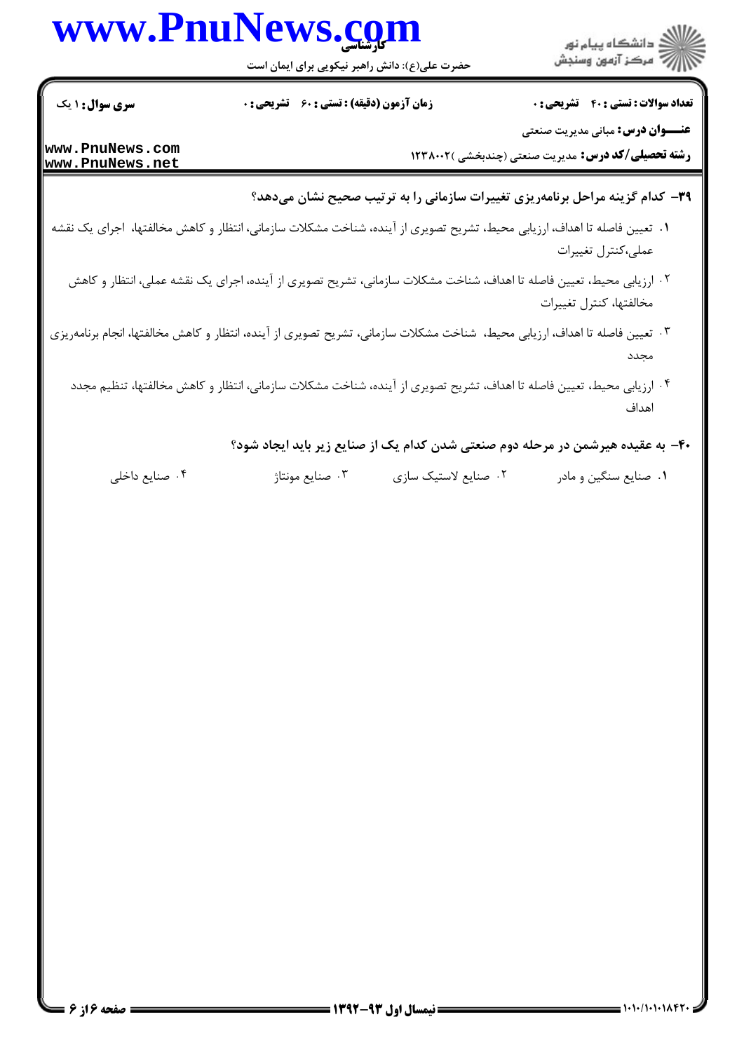**۳۹- کدام گزینه مراحل برنامه‌ریزی تغییرات سازمانی را به ترتیب صحیح نشان می‌دهد؟**

۱. تعیین فاصله تا اهداف، ارزیابی محیط، تشریح تصویری از آینده، شناخت مشکلات سازمانی، انتظار و کاهش مخالفتها، اجرای یک نقشه عملی،کنترل تغییرات

۲. ارزیابی محیط، تعیین فاصله تا اهداف، شناخت مشکلات سازمانی، تشریح تصویری از آینده، اجرای یک نقشه عملی، انتظار و کاهش مخالفتها، کنترل تغییرات

۳. تعیین فاصله تا اهداف، ارزیابی محیط، شناخت مشکلات سازمانی، تشریح تصویری از آینده، انتظار و کاهش مخالفتها، انجام برنامه‌ریزی مجدد

۴. ارزیابی محیط، تعیین فاصله تا اهداف، تشریح تصویری از آینده، شناخت مشکلات سازمانی، انتظار و کاهش مخالفتها، تنظیم مجدد اهداف

**۴۰- به عقیده هیرشمن در مرحله دوم صنعتی شدن کدام یک از صنایع زیر باید ایجاد شود؟**

۱. صنایع سنگین و مادر
۲. صنایع لاستیک سازی
۳. صنایع مونتاژ
۴. صنایع داخلی